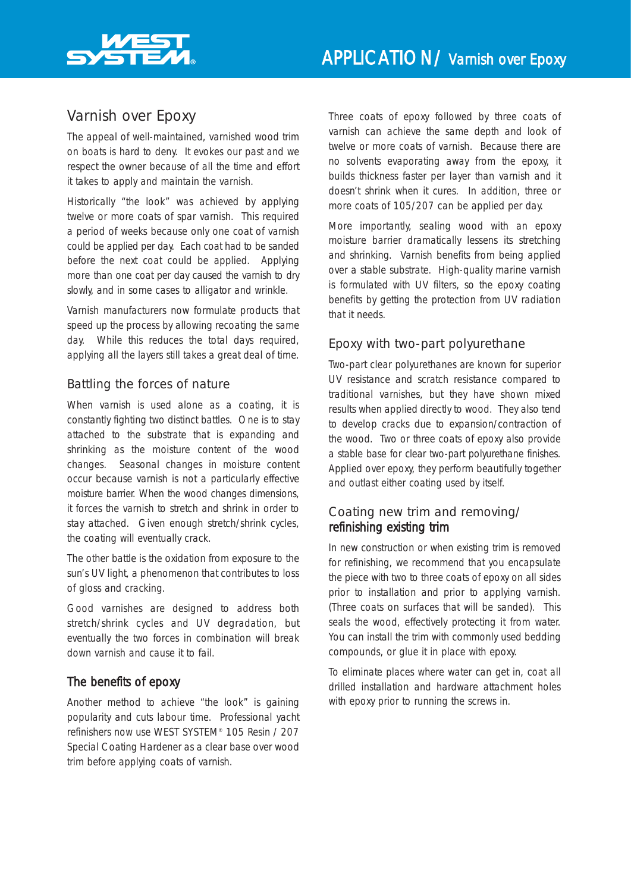# Varnish over Epoxy

The appeal of well-maintained, varnished wood trim on boats is hard to deny. It evokes our past and we respect the owner because of all the time and effort it takes to apply and maintain the varnish.

Historically "the look" was achieved by applying twelve or more coats of spar varnish. This required a period of weeks because only one coat of varnish could be applied per day. Each coat had to be sanded before the next coat could be applied. Applying more than one coat per day caused the varnish to dry slowly, and in some cases to alligator and wrinkle.

Varnish manufacturers now formulate products that speed up the process by allowing recoating the same day. While this reduces the total days required, applying all the layers still takes a great deal of time.

## Battling the forces of nature

When varnish is used alone as a coating, it is constantly fighting two distinct battles. One is to stay attached to the substrate that is expanding and shrinking as the moisture content of the wood changes. Seasonal changes in moisture content occur because varnish is not a particularly effective moisture barrier. When the wood changes dimensions, it forces the varnish to stretch and shrink in order to stay attached. Given enough stretch/shrink cycles, the coating will eventually crack.

The other battle is the oxidation from exposure to the sun's UV light, a phenomenon that contributes to loss of gloss and cracking.

Good varnishes are designed to address both stretch/shrink cycles and UV degradation, but eventually the two forces in combination will break down varnish and cause it to fail.

## The benefits of epoxy

Another method to achieve "the look" is gaining popularity and cuts labour time. Professional yacht refinishers now use WEST SYSTEM® 105 Resin / 207 Special Coating Hardener as a clear base over wood trim before applying coats of varnish.

Three coats of epoxy followed by three coats of varnish can achieve the same depth and look of twelve or more coats of varnish. Because there are no solvents evaporating away from the epoxy, it builds thickness faster per layer than varnish and it doesn't shrink when it cures. In addition, three or more coats of 105/207 can be applied per day.

More importantly, sealing wood with an epoxy moisture barrier dramatically lessens its stretching and shrinking. Varnish benefits from being applied over a stable substrate. High-quality marine varnish is formulated with UV filters, so the epoxy coating benefits by getting the protection from UV radiation that it needs.

## Epoxy with two-part polyurethane

Two-part clear polyurethanes are known for superior UV resistance and scratch resistance compared to traditional varnishes, but they have shown mixed results when applied directly to wood. They also tend to develop cracks due to expansion/contraction of the wood. Two or three coats of epoxy also provide a stable base for clear two-part polyurethane finishes. Applied over epoxy, they perform beautifully together and outlast either coating used by itself.

## Coating new trim and removing/ refinishing existing trim

In new construction or when existing trim is removed for refinishing, we recommend that you encapsulate the piece with two to three coats of epoxy on all sides prior to installation and prior to applying varnish. (Three coats on surfaces that will be sanded). This seals the wood, effectively protecting it from water. You can install the trim with commonly used bedding compounds, or glue it in place with epoxy.

To eliminate places where water can get in, coat all drilled installation and hardware attachment holes with epoxy prior to running the screws in.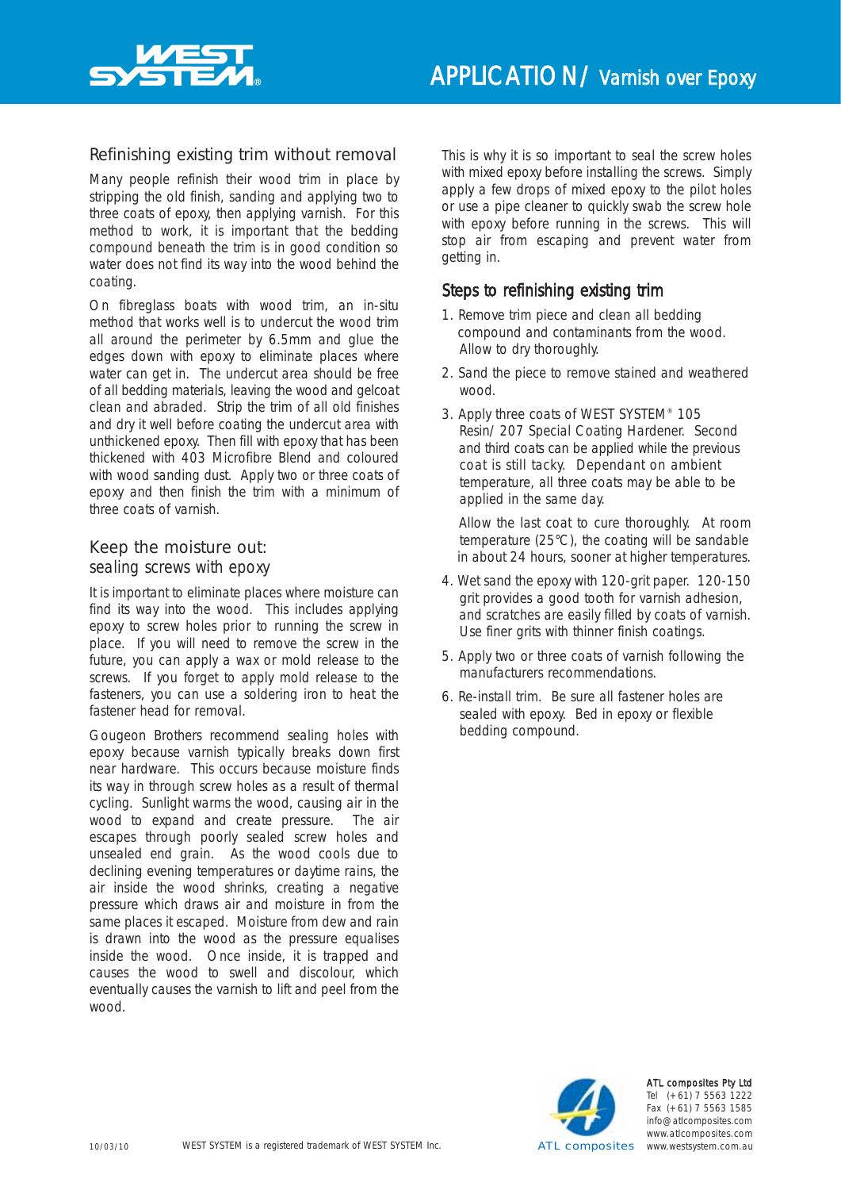# APPLICATION / Varnish over Epoxy

## Refinishing existing trim without removal

Many people refinish their wood trim in place by stripping the old finish, sanding and applying two to three coats of epoxy, then applying varnish. For this method to work, it is important that the bedding compound beneath the trim is in good condition so water does not find its way into the wood behind the coating.

On fibreglass boats with wood trim, an in-situ method that works well is to undercut the wood trim all around the perimeter by 6.5mm and glue the edges down with epoxy to eliminate places where water can get in. The undercut area should be free of all bedding materials, leaving the wood and gelcoat clean and abraded. Strip the trim of all old finishes and dry it well before coating the undercut area with unthickened epoxy. Then fill with epoxy that has been thickened with 403 Microfibre Blend and coloured with wood sanding dust. Apply two or three coats of epoxy and then finish the trim with a minimum of three coats of varnish.

## Keep the moisture out: sealing screws with epoxy

It is important to eliminate places where moisture can find its way into the wood. This includes applying epoxy to screw holes prior to running the screw in place. If you will need to remove the screw in the future, you can apply a wax or mold release to the screws. If you forget to apply mold release to the fasteners, you can use a soldering iron to heat the fastener head for removal.

Gougeon Brothers recommend sealing holes with epoxy because varnish typically breaks down first near hardware. This occurs because moisture finds its way in through screw holes as a result of thermal cycling. Sunlight warms the wood, causing air in the wood to expand and create pressure. The air escapes through poorly sealed screw holes and unsealed end grain. As the wood cools due to declining evening temperatures or daytime rains, the air inside the wood shrinks, creating a negative pressure which draws air and moisture in from the same places it escaped. Moisture from dew and rain is drawn into the wood as the pressure equalises inside the wood. Once inside, it is trapped and causes the wood to swell and discolour, which eventually causes the varnish to lift and peel from the wood.

This is why it is so important to seal the screw holes with mixed epoxy before installing the screws. Simply apply a few drops of mixed epoxy to the pilot holes or use a pipe cleaner to quickly swab the screw hole with epoxy before running in the screws. This will stop air from escaping and prevent water from getting in.

## Steps to refinishing existing trim

1. Remove trim piece and clean all bedding compound and contaminants from the wood. Allow to dry thoroughly.
2. Sand the piece to remove stained and weathered wood.
3. Apply three coats of WEST SYSTEM® 105 Resin/ 207 Special Coating Hardener. Second and third coats can be applied while the previous coat is still tacky. Dependant on ambient temperature, all three coats may be able to be applied in the same day.

   Allow the last coat to cure thoroughly. At room temperature (25°C), the coating will be sandable in about 24 hours, sooner at higher temperatures.
4. Wet sand the epoxy with 120-grit paper. 120-150 grit provides a good tooth for varnish adhesion, and scratches are easily filled by coats of varnish. Use finer grits with thinner finish coatings.
5. Apply two or three coats of varnish following the manufacturers recommendations.
6. Re-install trim. Be sure all fastener holes are sealed with epoxy. Bed in epoxy or flexible bedding compound.

10/03/10

WEST SYSTEM is a registered trademark of WEST SYSTEM Inc.

ATL composites

**ATL composites Pty Ltd**
Tel (+61) 7 5563 1222
Fax (+61) 7 5563 1585
info@atlcomposites.com
www.atlcomposites.com
www.westsystem.com.au